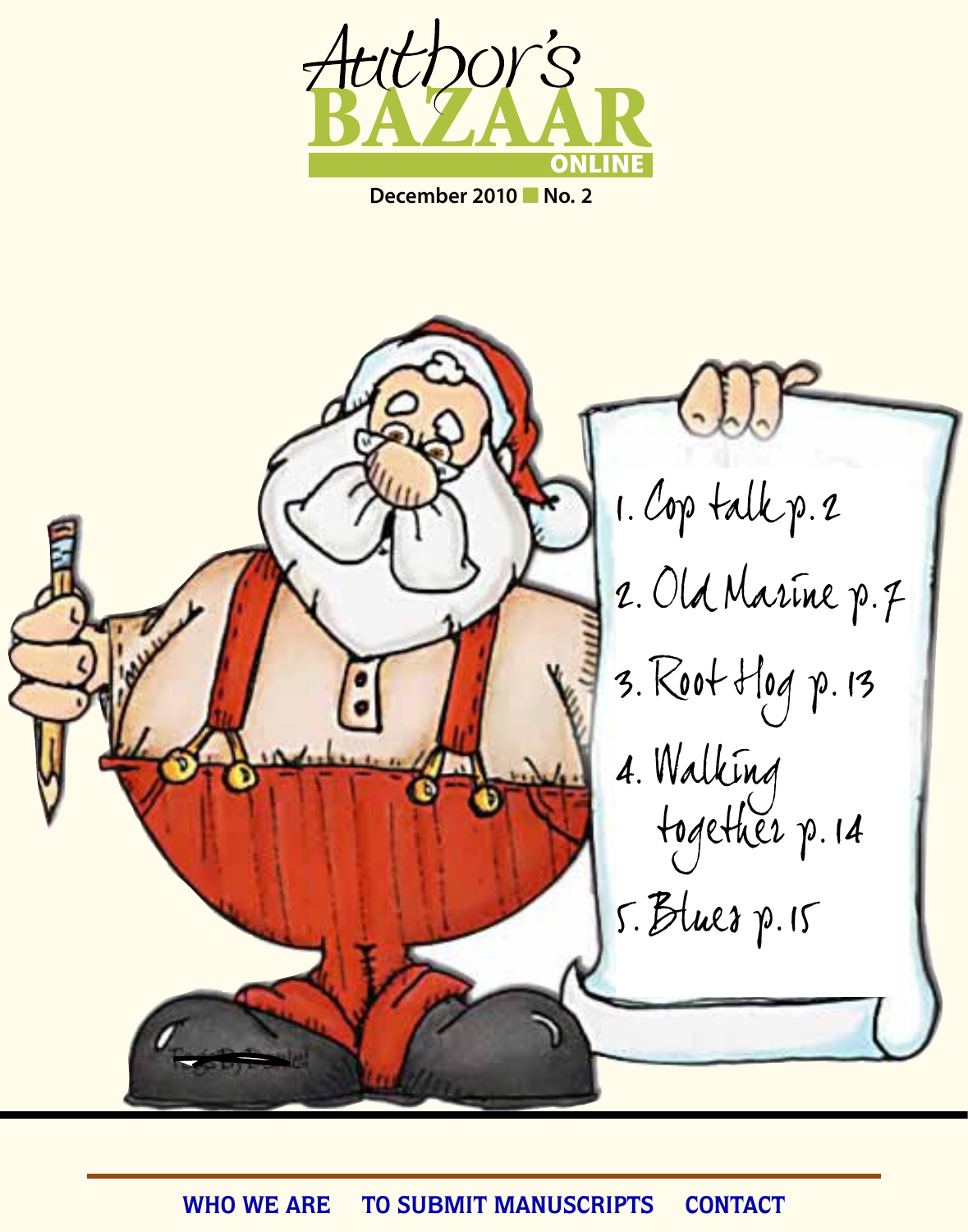# Author's BAZAAR ONLINE

December 2010 ■ No. 2

1. Cop talk p. 2
2. Old Marine p. 7
3. Root Hog p. 13
4. Walking together p. 14
5. Blues p. 15

**WHO WE ARE** **TO SUBMIT MANUSCRIPTS** **CONTACT**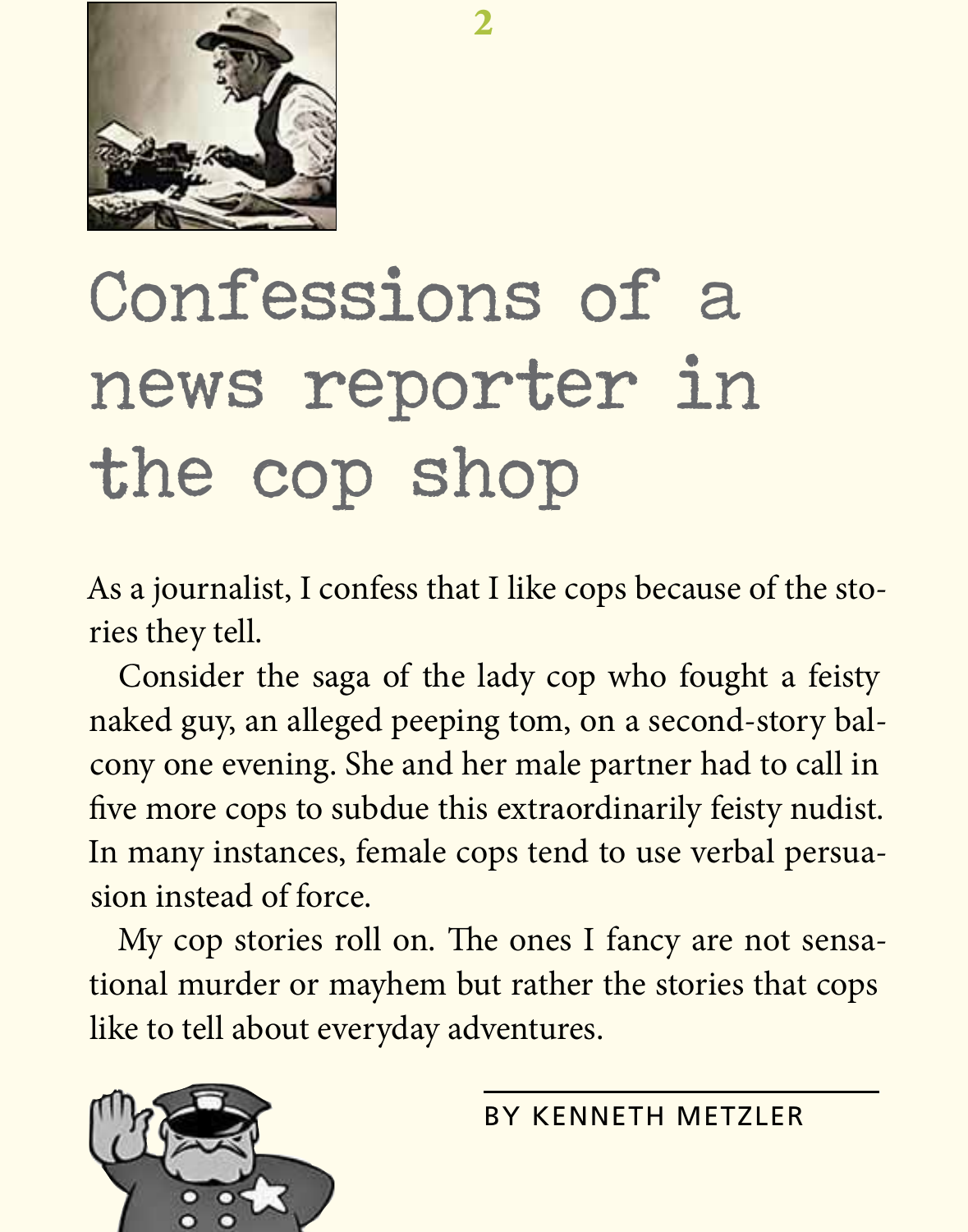# Confessions of a news reporter in the cop shop

As a journalist, I confess that I like cops because of the stories they tell.

Consider the saga of the lady cop who fought a feisty naked guy, an alleged peeping tom, on a second-story balcony one evening. She and her male partner had to call in five more cops to subdue this extraordinarily feisty nudist. In many instances, female cops tend to use verbal persuasion instead of force.

My cop stories roll on. The ones I fancy are not sensational murder or mayhem but rather the stories that cops like to tell about everyday adventures.

BY KENNETH METZLER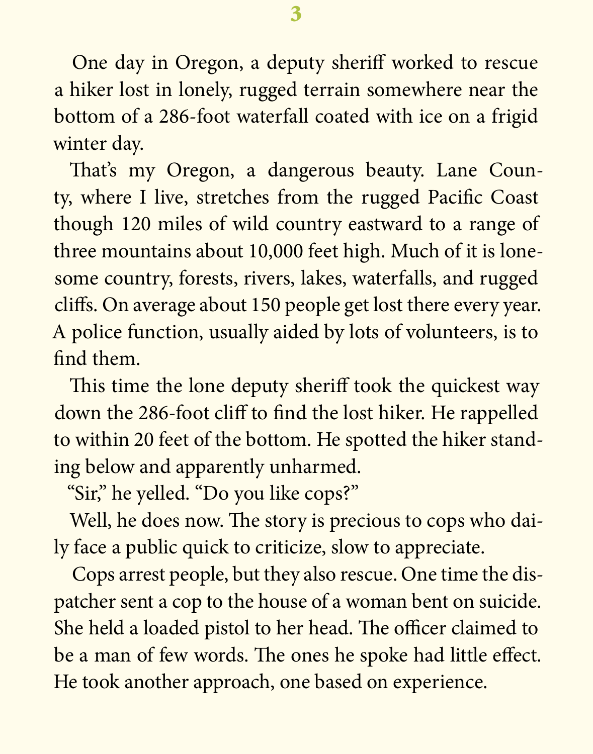One day in Oregon, a deputy sheriff worked to rescue a hiker lost in lonely, rugged terrain somewhere near the bottom of a 286-foot waterfall coated with ice on a frigid winter day.

That's my Oregon, a dangerous beauty. Lane County, where I live, stretches from the rugged Pacific Coast though 120 miles of wild country eastward to a range of three mountains about 10,000 feet high. Much of it is lonesome country, forests, rivers, lakes, waterfalls, and rugged cliffs. On average about 150 people get lost there every year. A police function, usually aided by lots of volunteers, is to find them.

This time the lone deputy sheriff took the quickest way down the 286-foot cliff to find the lost hiker. He rappelled to within 20 feet of the bottom. He spotted the hiker standing below and apparently unharmed.

"Sir," he yelled. "Do you like cops?"

Well, he does now. The story is precious to cops who daily face a public quick to criticize, slow to appreciate.

Cops arrest people, but they also rescue. One time the dispatcher sent a cop to the house of a woman bent on suicide. She held a loaded pistol to her head. The officer claimed to be a man of few words. The ones he spoke had little effect. He took another approach, one based on experience.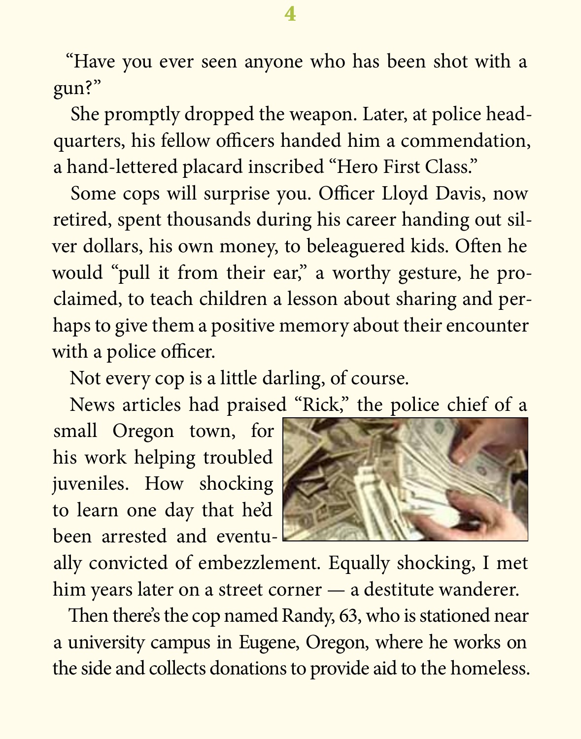"Have you ever seen anyone who has been shot with a gun?"

She promptly dropped the weapon. Later, at police headquarters, his fellow officers handed him a commendation, a hand-lettered placard inscribed "Hero First Class."

Some cops will surprise you. Officer Lloyd Davis, now retired, spent thousands during his career handing out silver dollars, his own money, to beleaguered kids. Often he would "pull it from their ear," a worthy gesture, he proclaimed, to teach children a lesson about sharing and perhaps to give them a positive memory about their encounter with a police officer.

Not every cop is a little darling, of course.

News articles had praised "Rick," the police chief of a small Oregon town, for his work helping troubled juveniles. How shocking to learn one day that he'd been arrested and eventually convicted of embezzlement. Equally shocking, I met him years later on a street corner — a destitute wanderer.

Then there's the cop named Randy, 63, who is stationed near a university campus in Eugene, Oregon, where he works on the side and collects donations to provide aid to the homeless.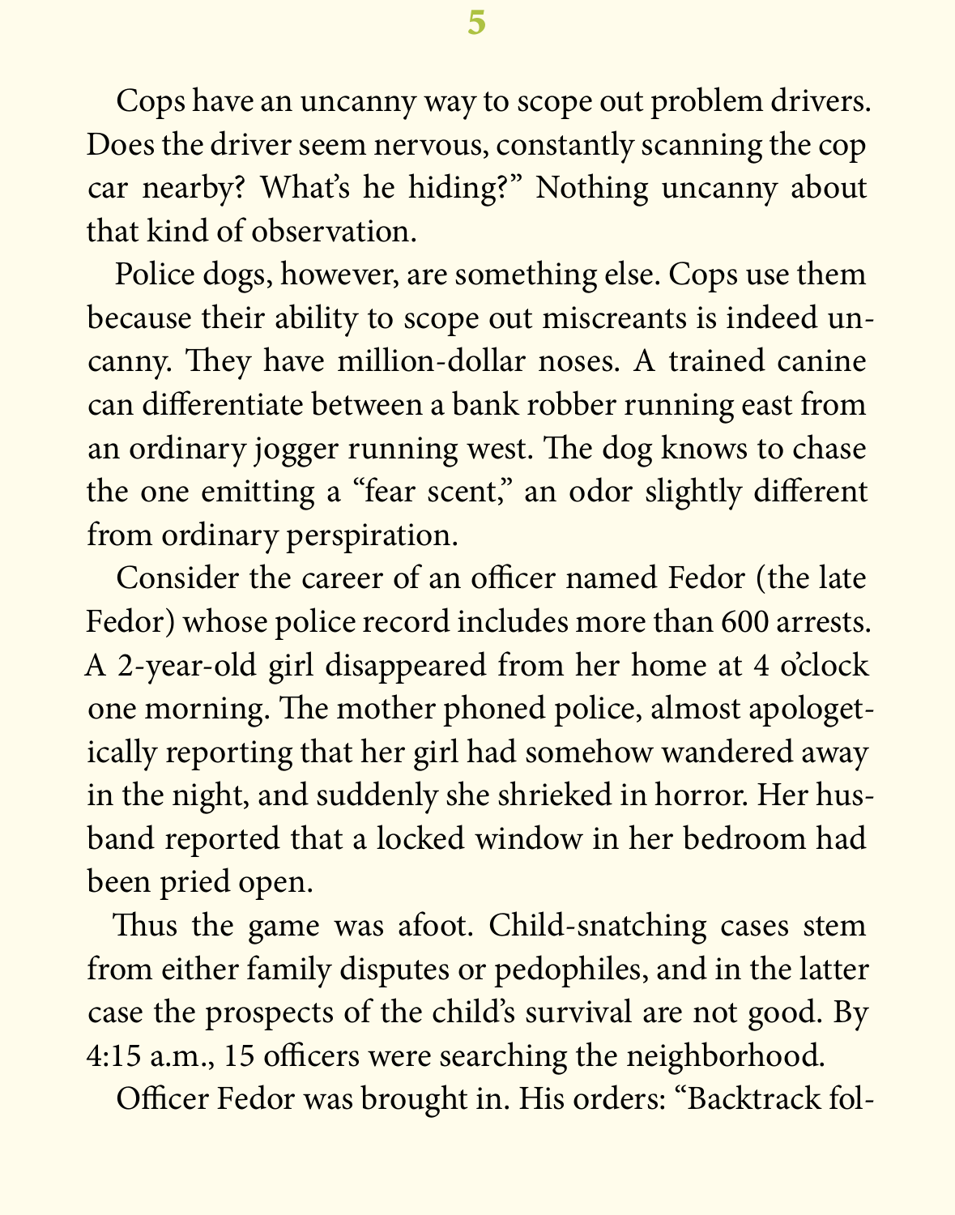Cops have an uncanny way to scope out problem drivers. Does the driver seem nervous, constantly scanning the cop car nearby? What's he hiding?" Nothing uncanny about that kind of observation.

Police dogs, however, are something else. Cops use them because their ability to scope out miscreants is indeed uncanny. They have million-dollar noses. A trained canine can differentiate between a bank robber running east from an ordinary jogger running west. The dog knows to chase the one emitting a "fear scent," an odor slightly different from ordinary perspiration.

Consider the career of an officer named Fedor (the late Fedor) whose police record includes more than 600 arrests. A 2-year-old girl disappeared from her home at 4 o'clock one morning. The mother phoned police, almost apologetically reporting that her girl had somehow wandered away in the night, and suddenly she shrieked in horror. Her husband reported that a locked window in her bedroom had been pried open.

Thus the game was afoot. Child-snatching cases stem from either family disputes or pedophiles, and in the latter case the prospects of the child's survival are not good. By 4:15 a.m., 15 officers were searching the neighborhood.

Officer Fedor was brought in. His orders: "Backtrack fol-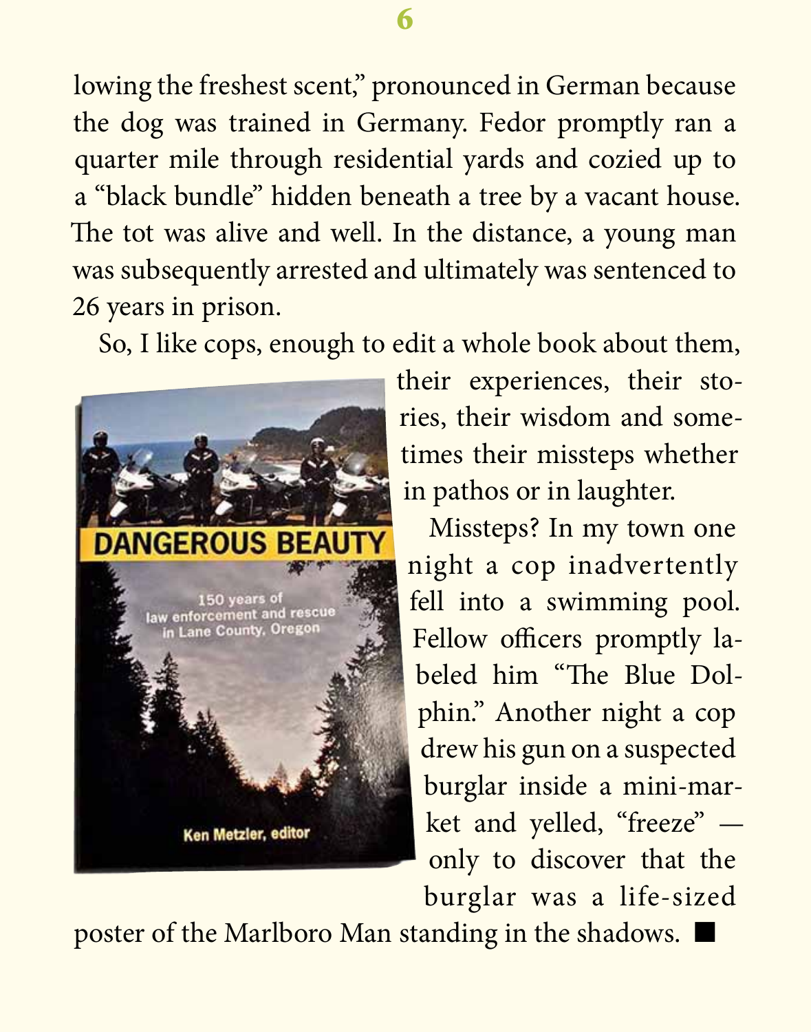lowing the freshest scent," pronounced in German because the dog was trained in Germany. Fedor promptly ran a quarter mile through residential yards and cozied up to a "black bundle" hidden beneath a tree by a vacant house. The tot was alive and well. In the distance, a young man was subsequently arrested and ultimately was sentenced to 26 years in prison.

So, I like cops, enough to edit a whole book about them, their experiences, their stories, their wisdom and sometimes their missteps whether in pathos or in laughter.

Missteps? In my town one night a cop inadvertently fell into a swimming pool. Fellow officers promptly labeled him "The Blue Dolphin." Another night a cop drew his gun on a suspected burglar inside a mini-market and yelled, "freeze" — only to discover that the burglar was a life-sized poster of the Marlboro Man standing in the shadows. ■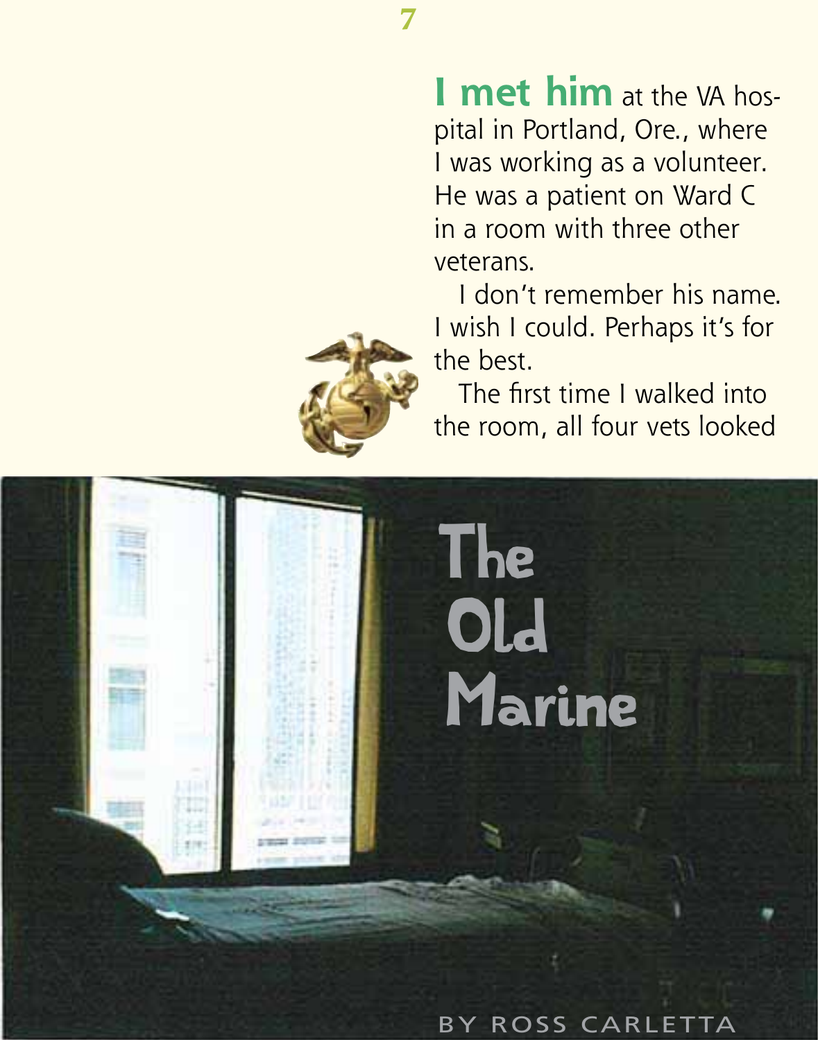# The Old Marine

BY ROSS CARLETTA

**I met him** at the VA hospital in Portland, Ore., where I was working as a volunteer. He was a patient on Ward C in a room with three other veterans.

I don't remember his name. I wish I could. Perhaps it's for the best.

The first time I walked into the room, all four vets looked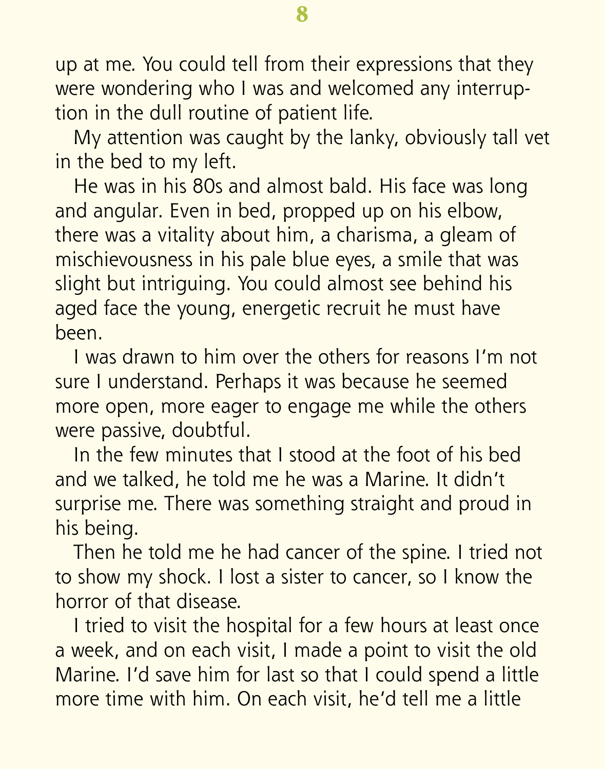up at me. You could tell from their expressions that they were wondering who I was and welcomed any interruption in the dull routine of patient life.

My attention was caught by the lanky, obviously tall vet in the bed to my left.

He was in his 80s and almost bald. His face was long and angular. Even in bed, propped up on his elbow, there was a vitality about him, a charisma, a gleam of mischievousness in his pale blue eyes, a smile that was slight but intriguing. You could almost see behind his aged face the young, energetic recruit he must have been.

I was drawn to him over the others for reasons I'm not sure I understand. Perhaps it was because he seemed more open, more eager to engage me while the others were passive, doubtful.

In the few minutes that I stood at the foot of his bed and we talked, he told me he was a Marine. It didn't surprise me. There was something straight and proud in his being.

Then he told me he had cancer of the spine. I tried not to show my shock. I lost a sister to cancer, so I know the horror of that disease.

I tried to visit the hospital for a few hours at least once a week, and on each visit, I made a point to visit the old Marine. I'd save him for last so that I could spend a little more time with him. On each visit, he'd tell me a little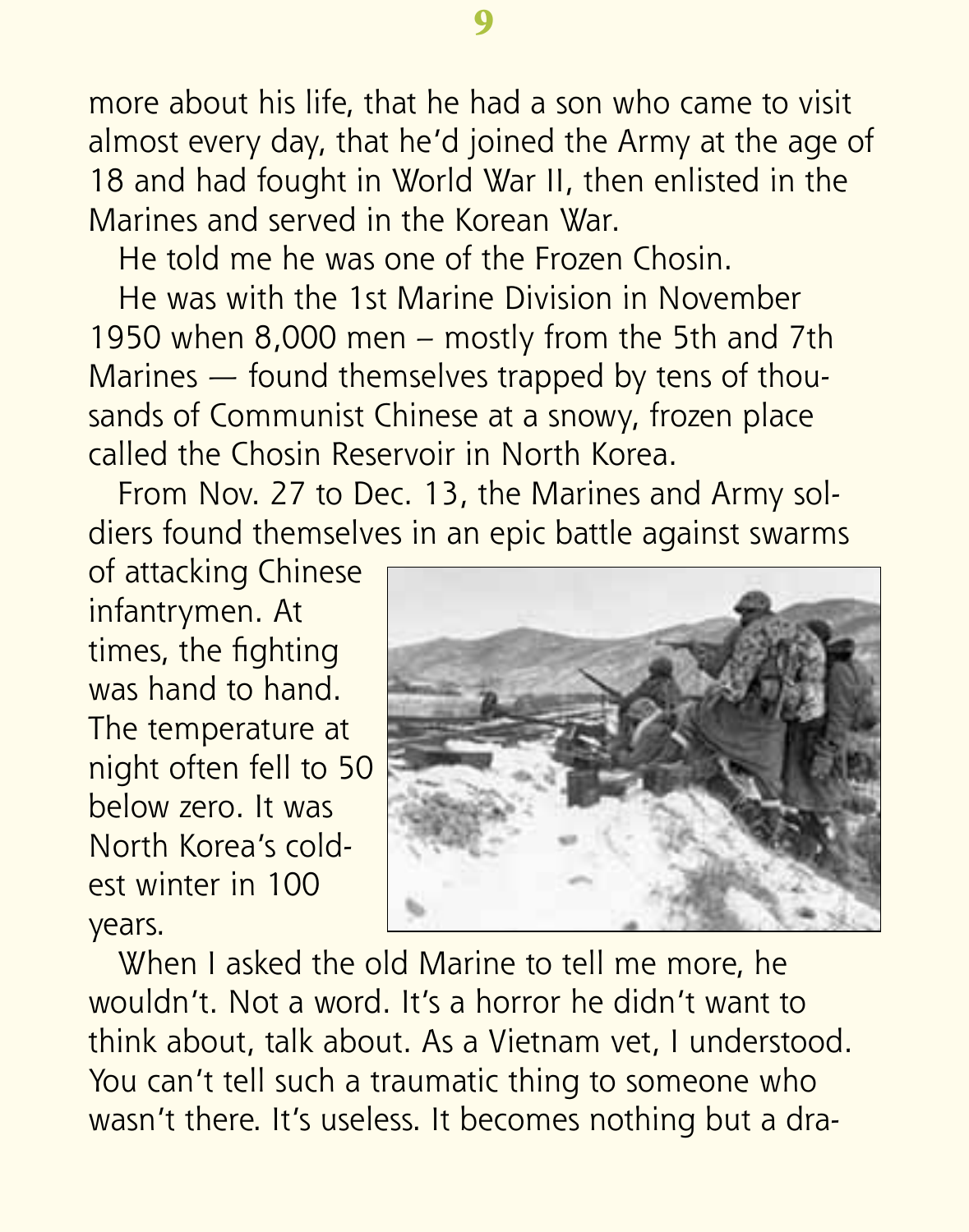more about his life, that he had a son who came to visit almost every day, that he'd joined the Army at the age of 18 and had fought in World War II, then enlisted in the Marines and served in the Korean War.

He told me he was one of the Frozen Chosin.

He was with the 1st Marine Division in November 1950 when 8,000 men – mostly from the 5th and 7th Marines — found themselves trapped by tens of thousands of Communist Chinese at a snowy, frozen place called the Chosin Reservoir in North Korea.

From Nov. 27 to Dec. 13, the Marines and Army soldiers found themselves in an epic battle against swarms of attacking Chinese infantrymen. At times, the fighting was hand to hand. The temperature at night often fell to 50 below zero. It was North Korea's coldest winter in 100 years.

When I asked the old Marine to tell me more, he wouldn't. Not a word. It's a horror he didn't want to think about, talk about. As a Vietnam vet, I understood. You can't tell such a traumatic thing to someone who wasn't there. It's useless. It becomes nothing but a dra-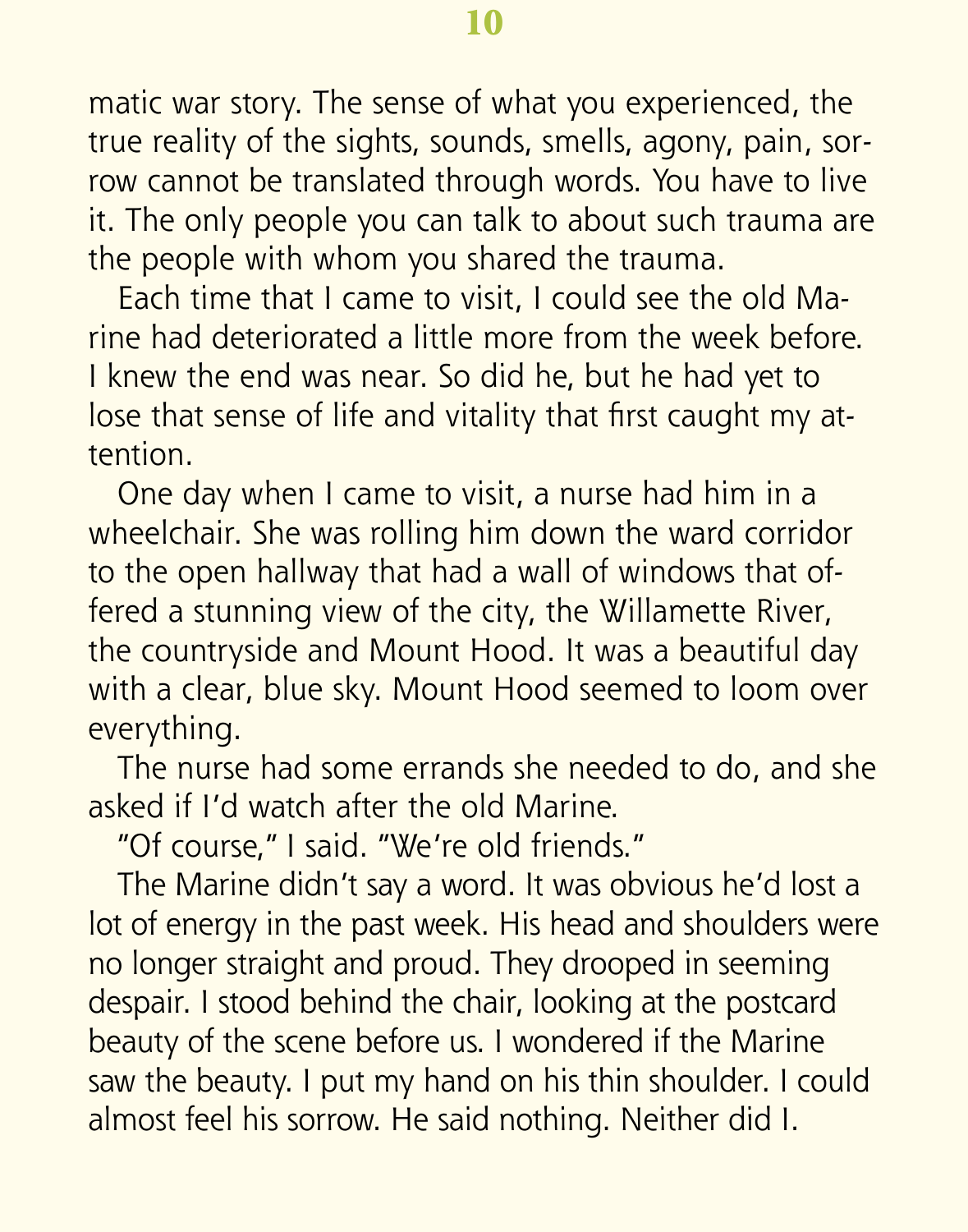matic war story. The sense of what you experienced, the true reality of the sights, sounds, smells, agony, pain, sorrow cannot be translated through words. You have to live it. The only people you can talk to about such trauma are the people with whom you shared the trauma.

Each time that I came to visit, I could see the old Marine had deteriorated a little more from the week before. I knew the end was near. So did he, but he had yet to lose that sense of life and vitality that first caught my attention.

One day when I came to visit, a nurse had him in a wheelchair. She was rolling him down the ward corridor to the open hallway that had a wall of windows that offered a stunning view of the city, the Willamette River, the countryside and Mount Hood. It was a beautiful day with a clear, blue sky. Mount Hood seemed to loom over everything.

The nurse had some errands she needed to do, and she asked if I'd watch after the old Marine.

"Of course," I said. "We're old friends."

The Marine didn't say a word. It was obvious he'd lost a lot of energy in the past week. His head and shoulders were no longer straight and proud. They drooped in seeming despair. I stood behind the chair, looking at the postcard beauty of the scene before us. I wondered if the Marine saw the beauty. I put my hand on his thin shoulder. I could almost feel his sorrow. He said nothing. Neither did I.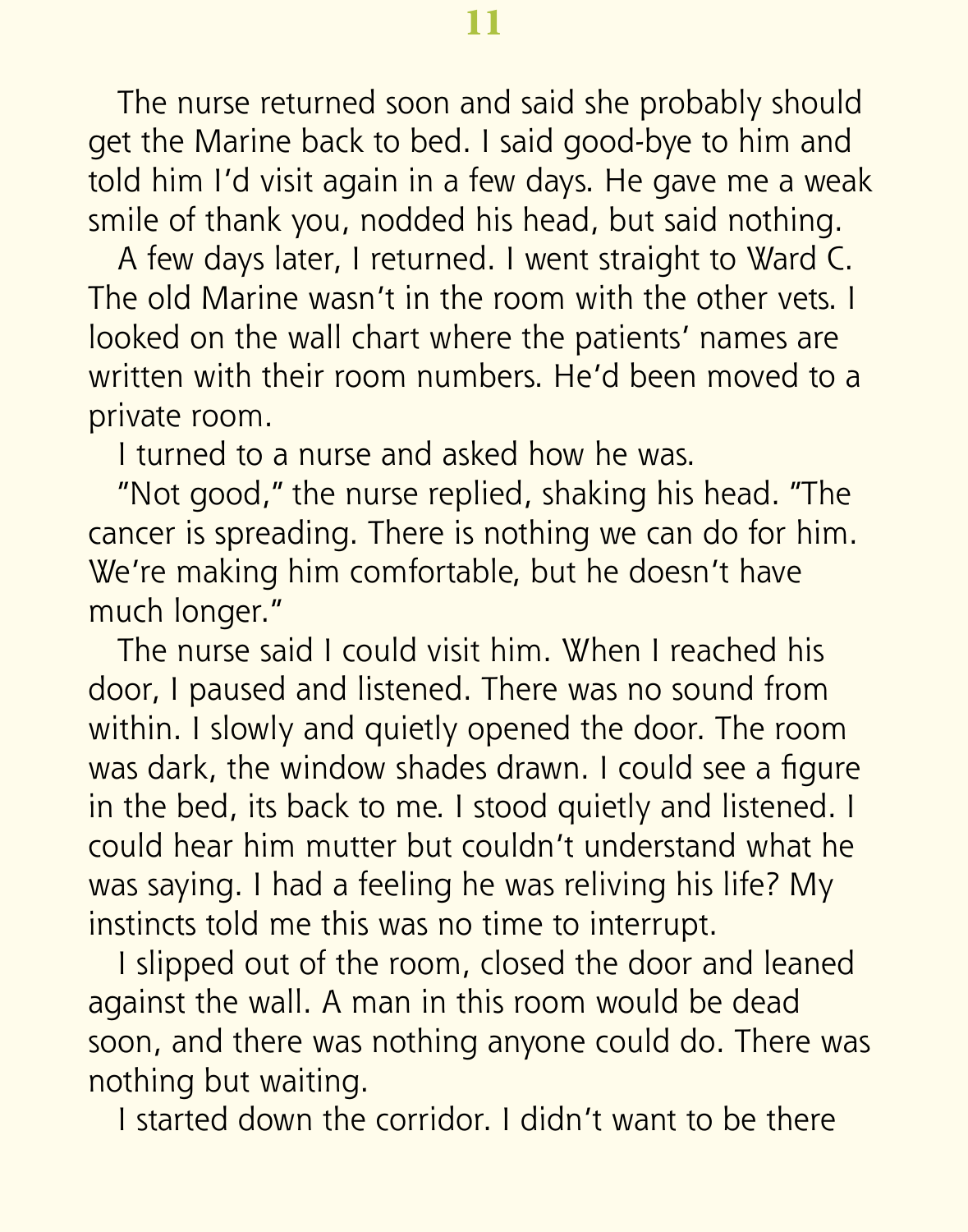The nurse returned soon and said she probably should get the Marine back to bed. I said good-bye to him and told him I'd visit again in a few days. He gave me a weak smile of thank you, nodded his head, but said nothing.

A few days later, I returned. I went straight to Ward C. The old Marine wasn't in the room with the other vets. I looked on the wall chart where the patients' names are written with their room numbers. He'd been moved to a private room.

I turned to a nurse and asked how he was.

"Not good," the nurse replied, shaking his head. "The cancer is spreading. There is nothing we can do for him. We're making him comfortable, but he doesn't have much longer."

The nurse said I could visit him. When I reached his door, I paused and listened. There was no sound from within. I slowly and quietly opened the door. The room was dark, the window shades drawn. I could see a figure in the bed, its back to me. I stood quietly and listened. I could hear him mutter but couldn't understand what he was saying. I had a feeling he was reliving his life? My instincts told me this was no time to interrupt.

I slipped out of the room, closed the door and leaned against the wall. A man in this room would be dead soon, and there was nothing anyone could do. There was nothing but waiting.

I started down the corridor. I didn't want to be there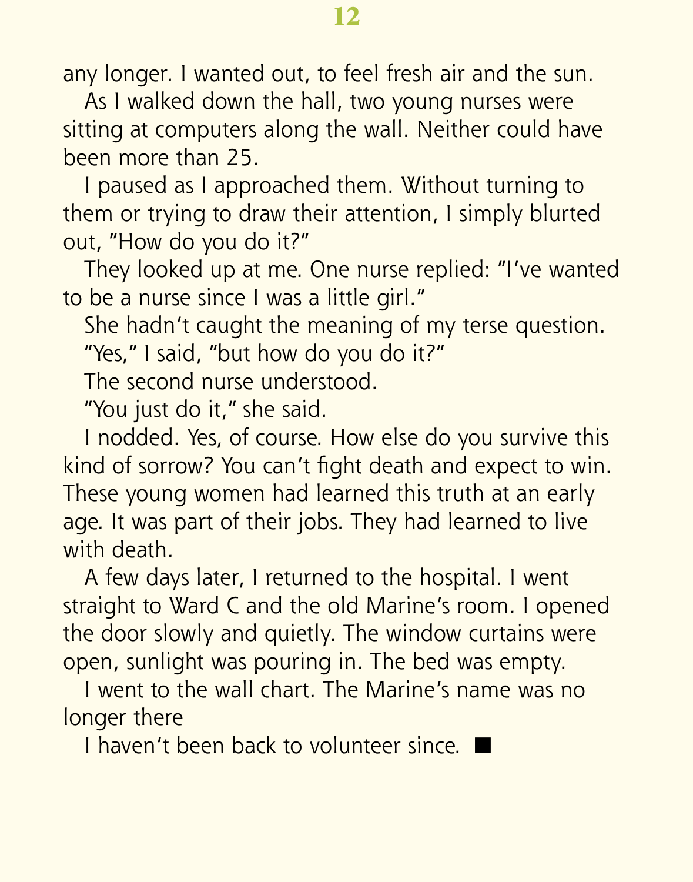any longer. I wanted out, to feel fresh air and the sun.

As I walked down the hall, two young nurses were sitting at computers along the wall. Neither could have been more than 25.

I paused as I approached them. Without turning to them or trying to draw their attention, I simply blurted out, "How do you do it?"

They looked up at me. One nurse replied: "I've wanted to be a nurse since I was a little girl."

She hadn't caught the meaning of my terse question.

"Yes," I said, "but how do you do it?"

The second nurse understood.

"You just do it," she said.

I nodded. Yes, of course. How else do you survive this kind of sorrow? You can't fight death and expect to win. These young women had learned this truth at an early age. It was part of their jobs. They had learned to live with death.

A few days later, I returned to the hospital. I went straight to Ward C and the old Marine's room. I opened the door slowly and quietly. The window curtains were open, sunlight was pouring in. The bed was empty.

I went to the wall chart. The Marine's name was no longer there

I haven't been back to volunteer since. ■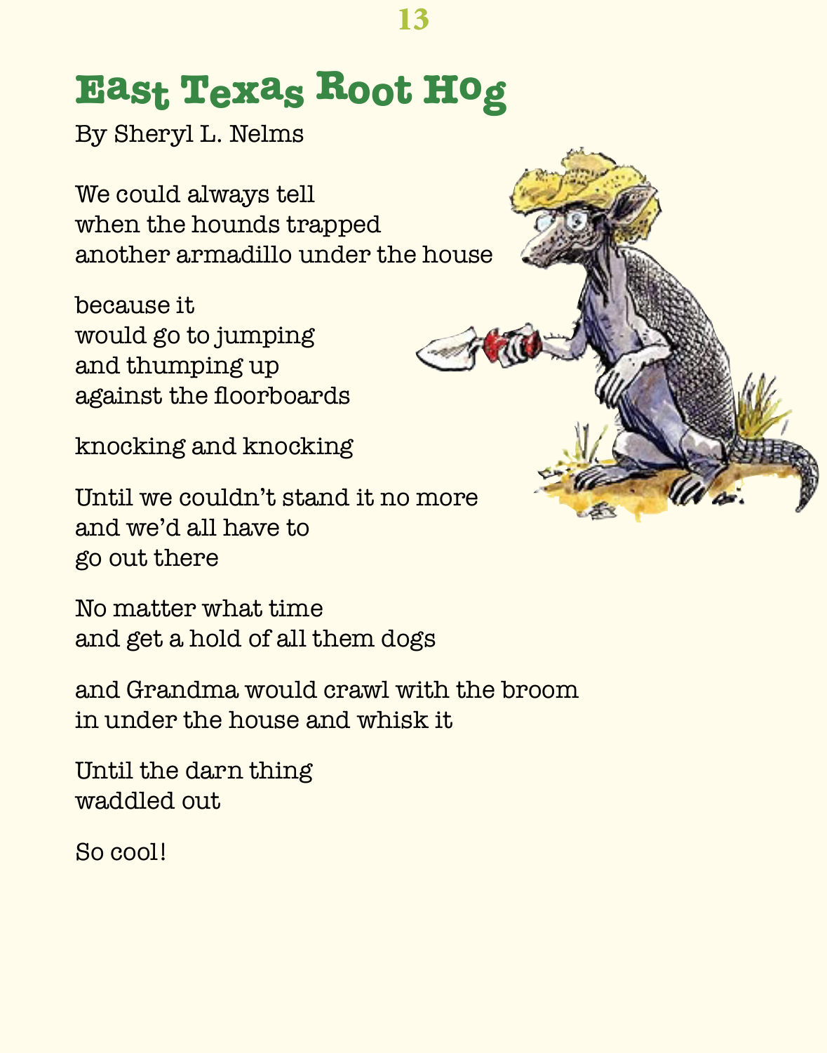# East Texas Root Hog

By Sheryl L. Nelms

We could always tell
when the hounds trapped
another armadillo under the house

because it
would go to jumping
and thumping up
against the floorboards

knocking and knocking

Until we couldn't stand it no more
and we'd all have to
go out there

No matter what time
and get a hold of all them dogs

and Grandma would crawl with the broom
in under the house and whisk it

Until the darn thing
waddled out

So cool!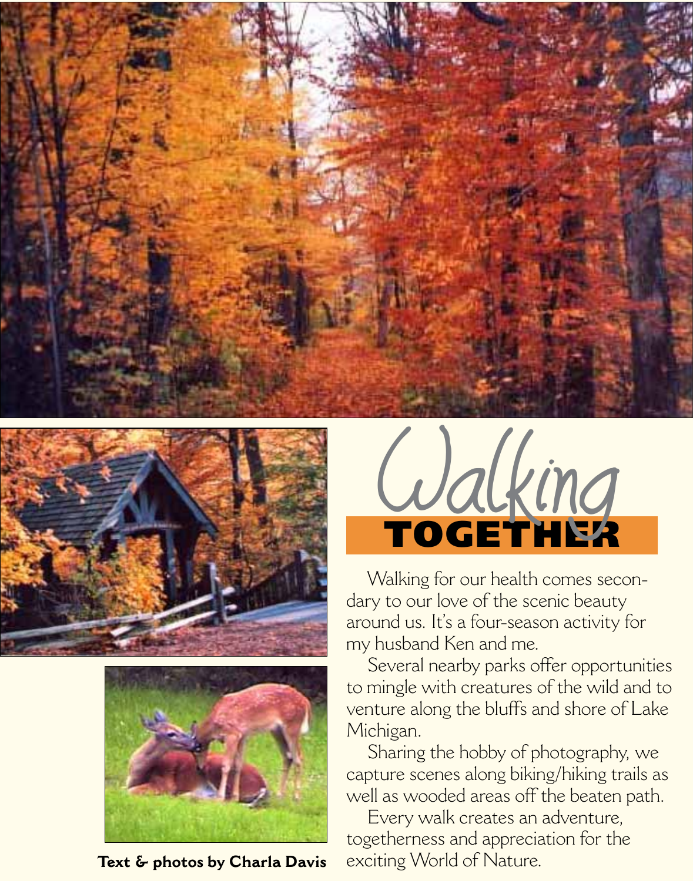# Walking TOGETHER

Walking for our health comes secondary to our love of the scenic beauty around us. It's a four-season activity for my husband Ken and me.

Several nearby parks offer opportunities to mingle with creatures of the wild and to venture along the bluffs and shore of Lake Michigan.

Sharing the hobby of photography, we capture scenes along biking/hiking trails as well as wooded areas off the beaten path.

Every walk creates an adventure, togetherness and appreciation for the exciting World of Nature.

**Text & photos by Charla Davis**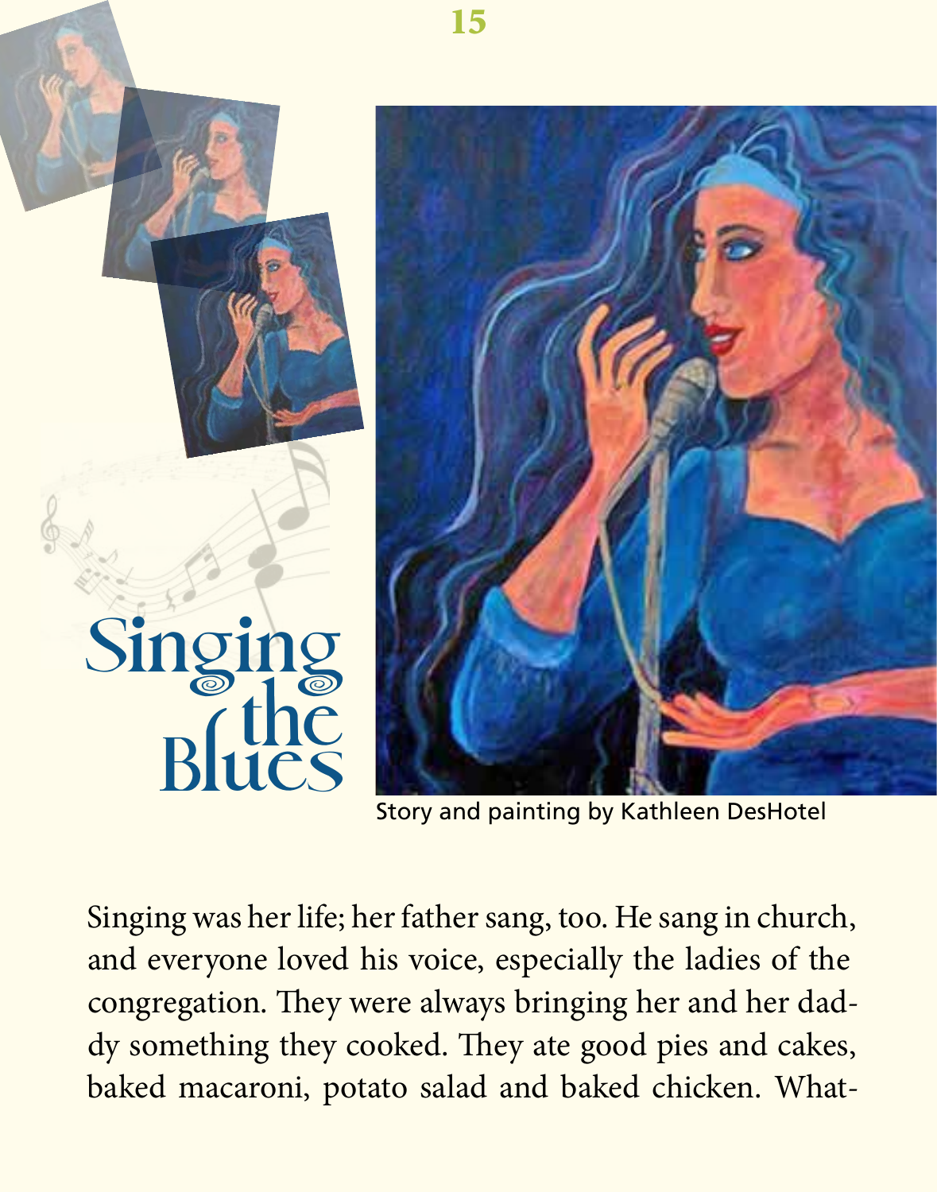# Singing the Blues

Story and painting by Kathleen DesHotel

Singing was her life; her father sang, too. He sang in church, and everyone loved his voice, especially the ladies of the congregation. They were always bringing her and her daddy something they cooked. They ate good pies and cakes, baked macaroni, potato salad and baked chicken. What-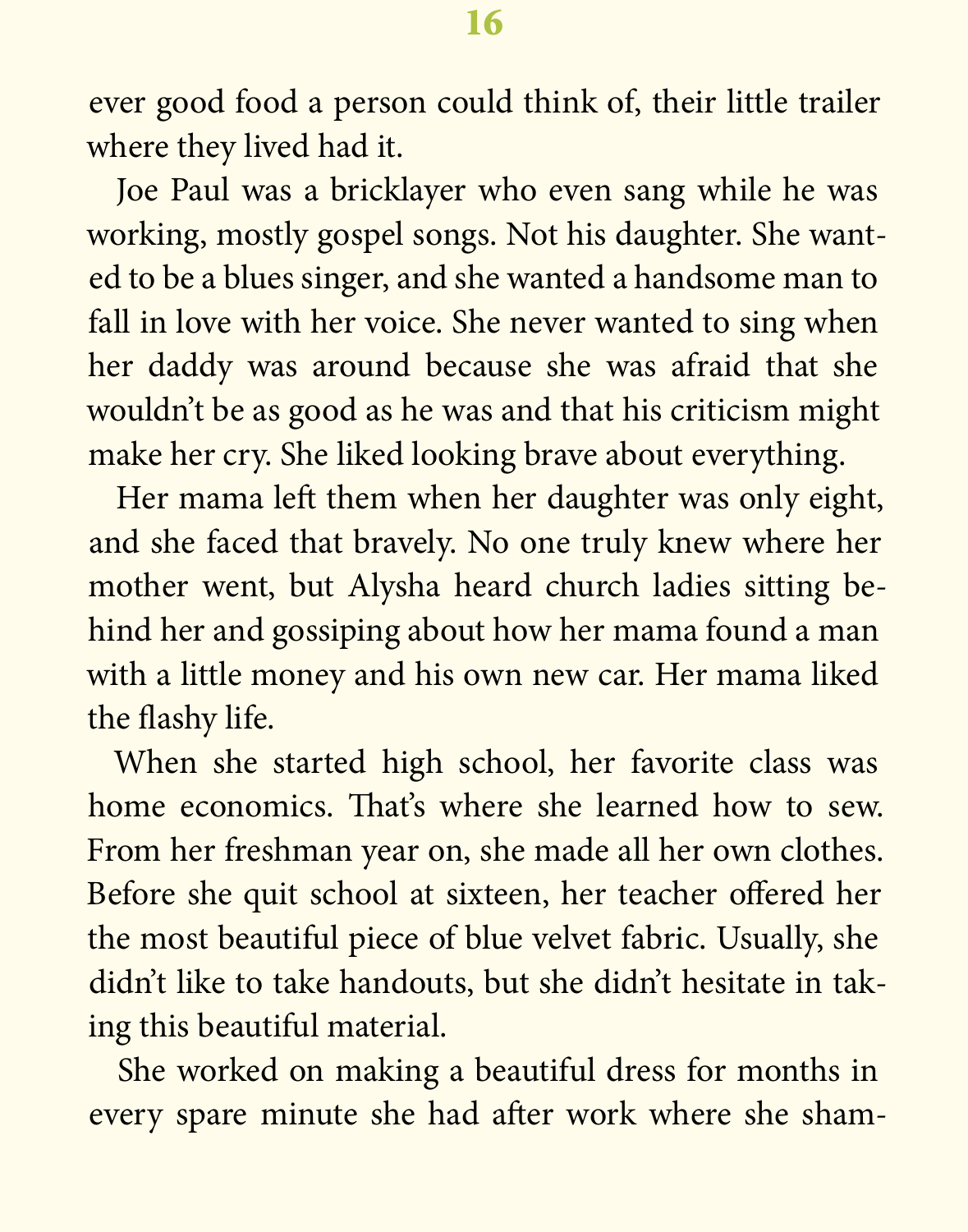ever good food a person could think of, their little trailer where they lived had it.

Joe Paul was a bricklayer who even sang while he was working, mostly gospel songs. Not his daughter. She wanted to be a blues singer, and she wanted a handsome man to fall in love with her voice. She never wanted to sing when her daddy was around because she was afraid that she wouldn't be as good as he was and that his criticism might make her cry. She liked looking brave about everything.

Her mama left them when her daughter was only eight, and she faced that bravely. No one truly knew where her mother went, but Alysha heard church ladies sitting behind her and gossiping about how her mama found a man with a little money and his own new car. Her mama liked the flashy life.

When she started high school, her favorite class was home economics. That's where she learned how to sew. From her freshman year on, she made all her own clothes. Before she quit school at sixteen, her teacher offered her the most beautiful piece of blue velvet fabric. Usually, she didn't like to take handouts, but she didn't hesitate in taking this beautiful material.

She worked on making a beautiful dress for months in every spare minute she had after work where she sham-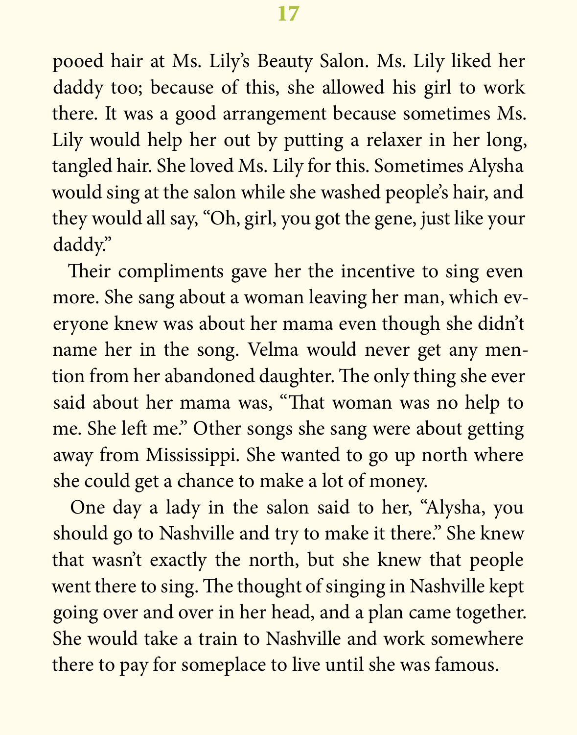pooed hair at Ms. Lily's Beauty Salon. Ms. Lily liked her daddy too; because of this, she allowed his girl to work there. It was a good arrangement because sometimes Ms. Lily would help her out by putting a relaxer in her long, tangled hair. She loved Ms. Lily for this. Sometimes Alysha would sing at the salon while she washed people's hair, and they would all say, "Oh, girl, you got the gene, just like your daddy."

Their compliments gave her the incentive to sing even more. She sang about a woman leaving her man, which everyone knew was about her mama even though she didn't name her in the song. Velma would never get any mention from her abandoned daughter. The only thing she ever said about her mama was, "That woman was no help to me. She left me." Other songs she sang were about getting away from Mississippi. She wanted to go up north where she could get a chance to make a lot of money.

One day a lady in the salon said to her, "Alysha, you should go to Nashville and try to make it there." She knew that wasn't exactly the north, but she knew that people went there to sing. The thought of singing in Nashville kept going over and over in her head, and a plan came together. She would take a train to Nashville and work somewhere there to pay for someplace to live until she was famous.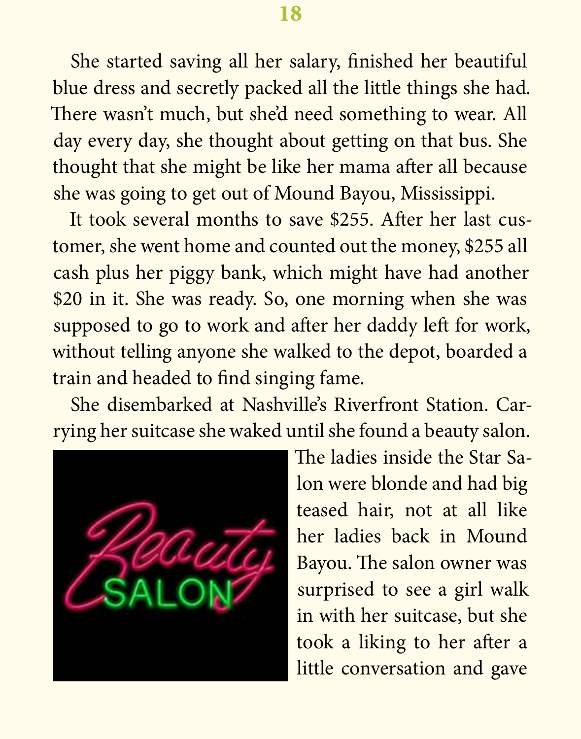She started saving all her salary, finished her beautiful blue dress and secretly packed all the little things she had. There wasn't much, but she'd need something to wear. All day every day, she thought about getting on that bus. She thought that she might be like her mama after all because she was going to get out of Mound Bayou, Mississippi.

It took several months to save $255. After her last customer, she went home and counted out the money, $255 all cash plus her piggy bank, which might have had another $20 in it. She was ready. So, one morning when she was supposed to go to work and after her daddy left for work, without telling anyone she walked to the depot, boarded a train and headed to find singing fame.

She disembarked at Nashville's Riverfront Station. Carrying her suitcase she waked until she found a beauty salon. The ladies inside the Star Salon were blonde and had big teased hair, not at all like her ladies back in Mound Bayou. The salon owner was surprised to see a girl walk in with her suitcase, but she took a liking to her after a little conversation and gave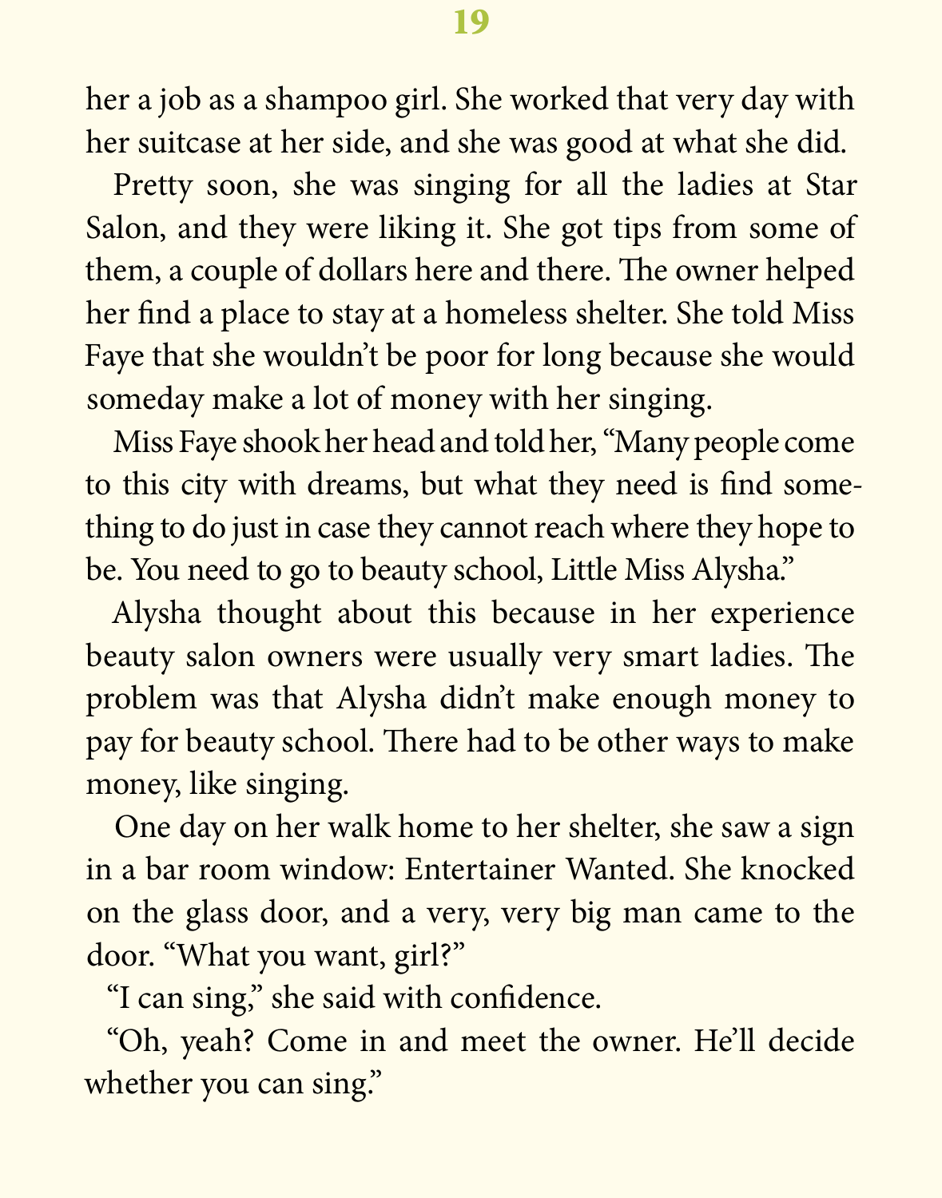her a job as a shampoo girl. She worked that very day with her suitcase at her side, and she was good at what she did.

Pretty soon, she was singing for all the ladies at Star Salon, and they were liking it. She got tips from some of them, a couple of dollars here and there. The owner helped her find a place to stay at a homeless shelter. She told Miss Faye that she wouldn't be poor for long because she would someday make a lot of money with her singing.

Miss Faye shook her head and told her, "Many people come to this city with dreams, but what they need is find something to do just in case they cannot reach where they hope to be. You need to go to beauty school, Little Miss Alysha."

Alysha thought about this because in her experience beauty salon owners were usually very smart ladies. The problem was that Alysha didn't make enough money to pay for beauty school. There had to be other ways to make money, like singing.

One day on her walk home to her shelter, she saw a sign in a bar room window: Entertainer Wanted. She knocked on the glass door, and a very, very big man came to the door. "What you want, girl?"

"I can sing," she said with confidence.

"Oh, yeah? Come in and meet the owner. He'll decide whether you can sing."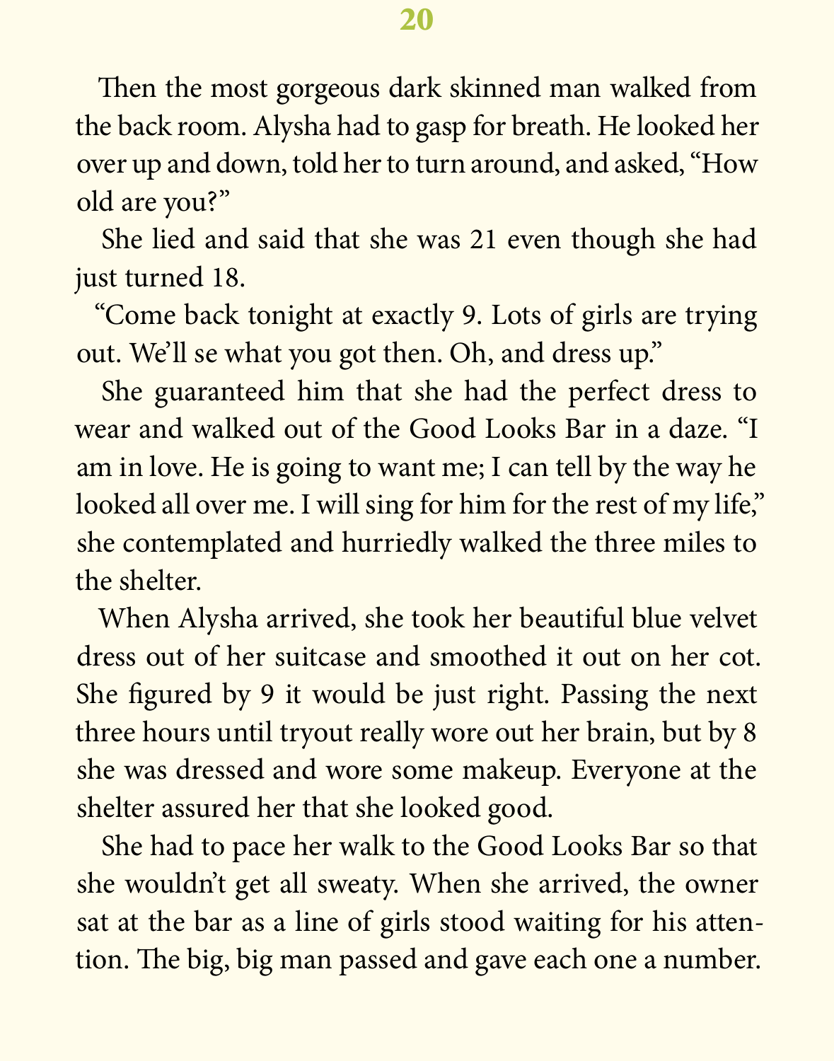Then the most gorgeous dark skinned man walked from the back room. Alysha had to gasp for breath. He looked her over up and down, told her to turn around, and asked, "How old are you?"

She lied and said that she was 21 even though she had just turned 18.

"Come back tonight at exactly 9. Lots of girls are trying out. We'll se what you got then. Oh, and dress up."

She guaranteed him that she had the perfect dress to wear and walked out of the Good Looks Bar in a daze. "I am in love. He is going to want me; I can tell by the way he looked all over me. I will sing for him for the rest of my life," she contemplated and hurriedly walked the three miles to the shelter.

When Alysha arrived, she took her beautiful blue velvet dress out of her suitcase and smoothed it out on her cot. She figured by 9 it would be just right. Passing the next three hours until tryout really wore out her brain, but by 8 she was dressed and wore some makeup. Everyone at the shelter assured her that she looked good.

She had to pace her walk to the Good Looks Bar so that she wouldn't get all sweaty. When she arrived, the owner sat at the bar as a line of girls stood waiting for his attention. The big, big man passed and gave each one a number.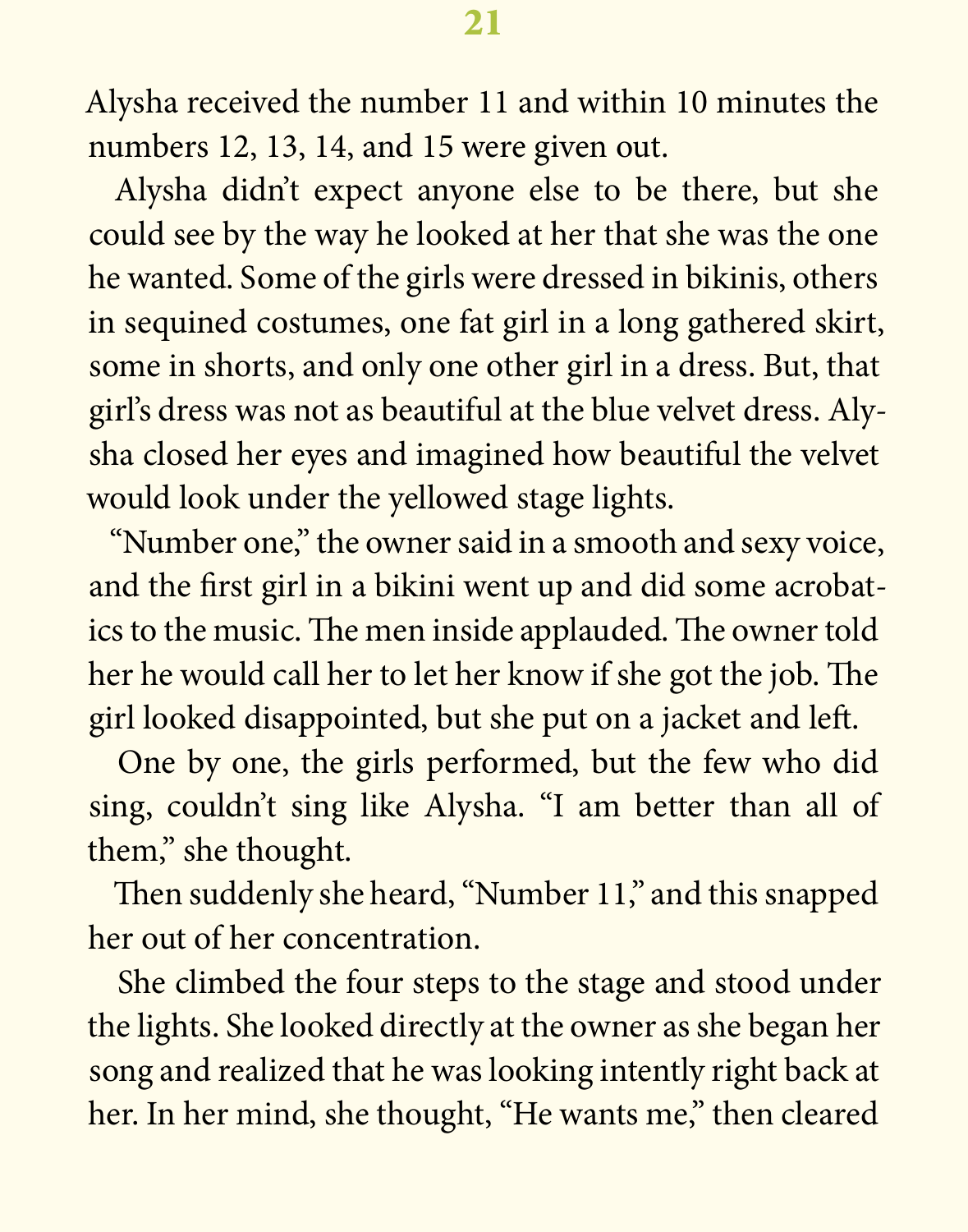Alysha received the number 11 and within 10 minutes the numbers 12, 13, 14, and 15 were given out.

Alysha didn't expect anyone else to be there, but she could see by the way he looked at her that she was the one he wanted. Some of the girls were dressed in bikinis, others in sequined costumes, one fat girl in a long gathered skirt, some in shorts, and only one other girl in a dress. But, that girl's dress was not as beautiful at the blue velvet dress. Alysha closed her eyes and imagined how beautiful the velvet would look under the yellowed stage lights.

"Number one," the owner said in a smooth and sexy voice, and the first girl in a bikini went up and did some acrobatics to the music. The men inside applauded. The owner told her he would call her to let her know if she got the job. The girl looked disappointed, but she put on a jacket and left.

One by one, the girls performed, but the few who did sing, couldn't sing like Alysha. "I am better than all of them," she thought.

Then suddenly she heard, "Number 11," and this snapped her out of her concentration.

She climbed the four steps to the stage and stood under the lights. She looked directly at the owner as she began her song and realized that he was looking intently right back at her. In her mind, she thought, "He wants me," then cleared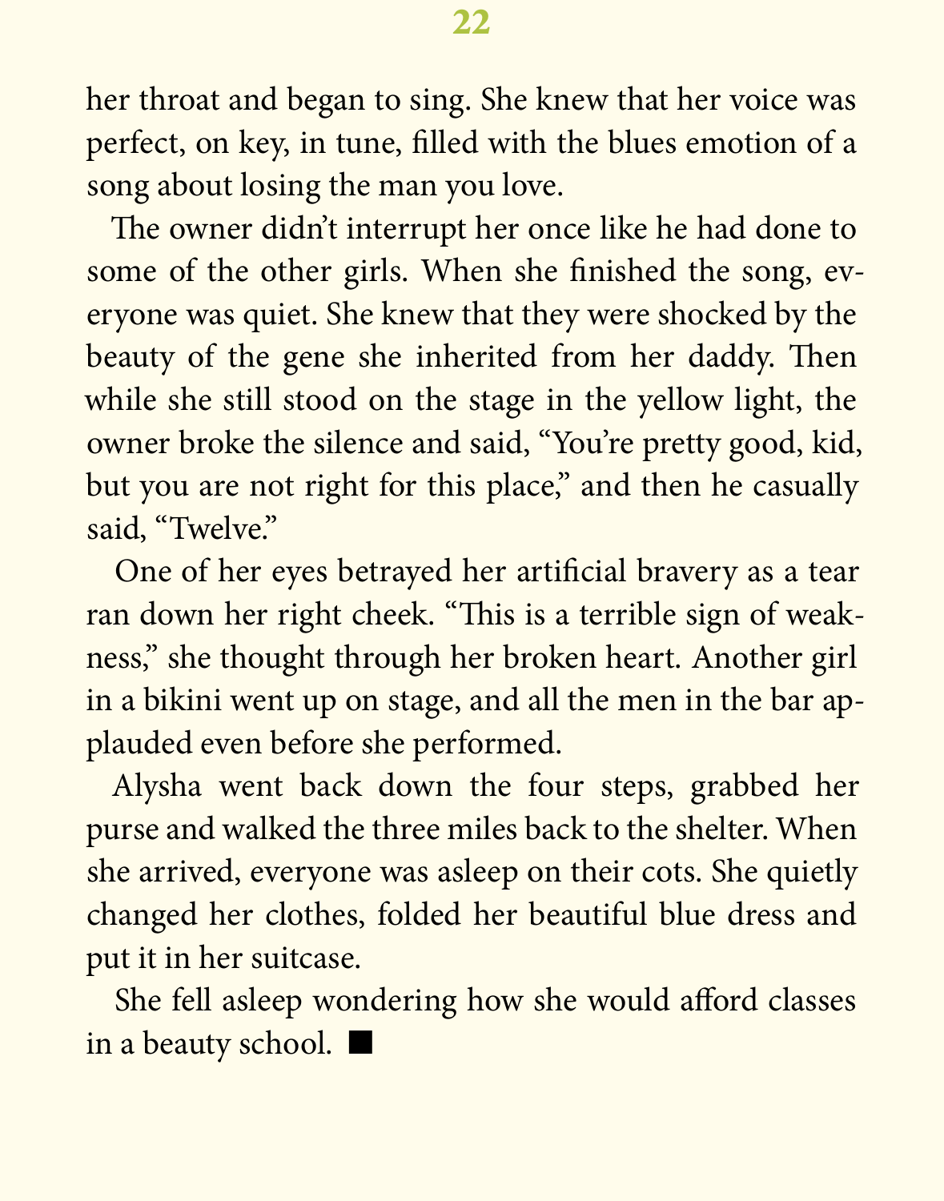her throat and began to sing. She knew that her voice was perfect, on key, in tune, filled with the blues emotion of a song about losing the man you love.

The owner didn't interrupt her once like he had done to some of the other girls. When she finished the song, everyone was quiet. She knew that they were shocked by the beauty of the gene she inherited from her daddy. Then while she still stood on the stage in the yellow light, the owner broke the silence and said, "You're pretty good, kid, but you are not right for this place," and then he casually said, "Twelve."

One of her eyes betrayed her artificial bravery as a tear ran down her right cheek. "This is a terrible sign of weakness," she thought through her broken heart. Another girl in a bikini went up on stage, and all the men in the bar applauded even before she performed.

Alysha went back down the four steps, grabbed her purse and walked the three miles back to the shelter. When she arrived, everyone was asleep on their cots. She quietly changed her clothes, folded her beautiful blue dress and put it in her suitcase.

She fell asleep wondering how she would afford classes in a beauty school. ■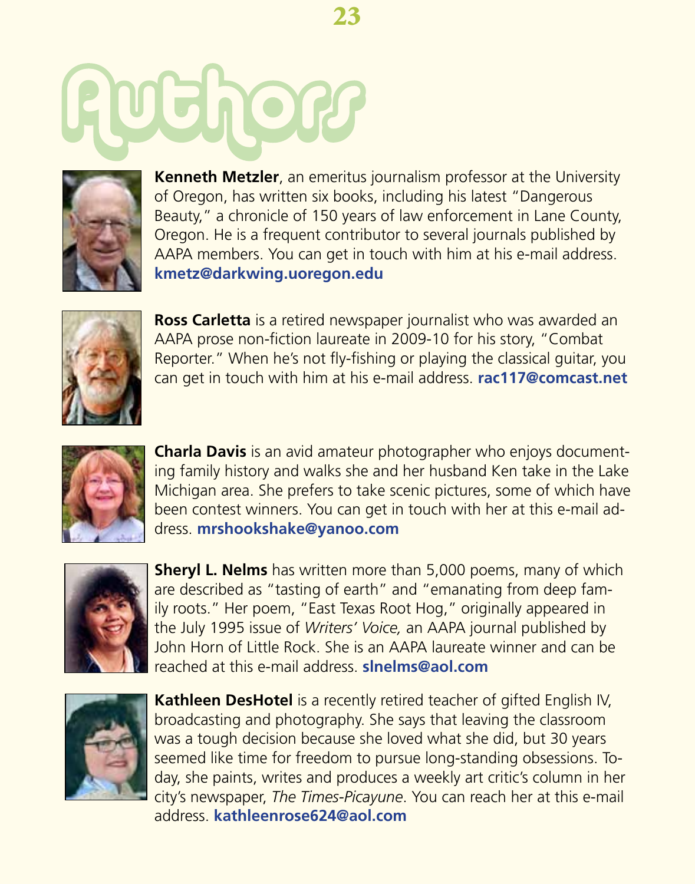# Authors

**Kenneth Metzler**, an emeritus journalism professor at the University of Oregon, has written six books, including his latest "Dangerous Beauty," a chronicle of 150 years of law enforcement in Lane County, Oregon. He is a frequent contributor to several journals published by AAPA members. You can get in touch with him at his e-mail address. **kmetz@darkwing.uoregon.edu**

**Ross Carletta** is a retired newspaper journalist who was awarded an AAPA prose non-fiction laureate in 2009-10 for his story, "Combat Reporter." When he's not fly-fishing or playing the classical guitar, you can get in touch with him at his e-mail address. **rac117@comcast.net**

**Charla Davis** is an avid amateur photographer who enjoys documenting family history and walks she and her husband Ken take in the Lake Michigan area. She prefers to take scenic pictures, some of which have been contest winners. You can get in touch with her at this e-mail address. **mrshookshake@yanoo.com**

**Sheryl L. Nelms** has written more than 5,000 poems, many of which are described as "tasting of earth" and "emanating from deep family roots." Her poem, "East Texas Root Hog," originally appeared in the July 1995 issue of *Writers' Voice,* an AAPA journal published by John Horn of Little Rock. She is an AAPA laureate winner and can be reached at this e-mail address. **slnelms@aol.com**

**Kathleen DesHotel** is a recently retired teacher of gifted English IV, broadcasting and photography. She says that leaving the classroom was a tough decision because she loved what she did, but 30 years seemed like time for freedom to pursue long-standing obsessions. Today, she paints, writes and produces a weekly art critic's column in her city's newspaper, *The Times-Picayune*. You can reach her at this e-mail address. **kathleenrose624@aol.com**